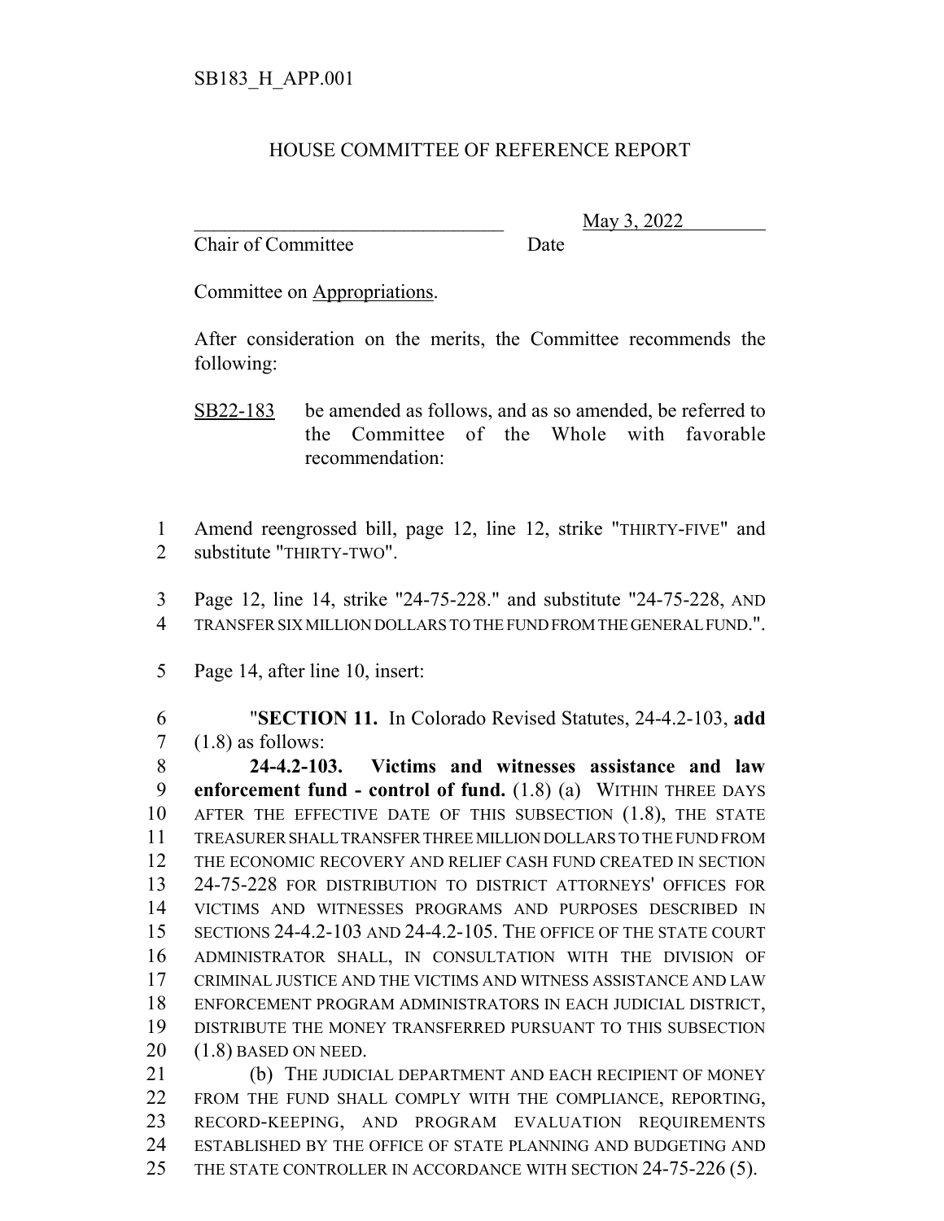SB183_H_APP.001

# HOUSE COMMITTEE OF REFERENCE REPORT

________________________________ May 3, 2022
Chair of Committee Date

Committee on Appropriations.

After consideration on the merits, the Committee recommends the following:

SB22-183 be amended as follows, and as so amended, be referred to the Committee of the Whole with favorable recommendation:

1 Amend reengrossed bill, page 12, line 12, strike "THIRTY-FIVE" and
2 substitute "THIRTY-TWO".

3 Page 12, line 14, strike "24-75-228." and substitute "24-75-228, AND
4 TRANSFER SIX MILLION DOLLARS TO THE FUND FROM THE GENERAL FUND.".

5 Page 14, after line 10, insert:

6 "**SECTION 11.** In Colorado Revised Statutes, 24-4.2-103, **add**
7 (1.8) as follows:
8 **24-4.2-103. Victims and witnesses assistance and law**
9 **enforcement fund - control of fund.** (1.8) (a) WITHIN THREE DAYS
10 AFTER THE EFFECTIVE DATE OF THIS SUBSECTION (1.8), THE STATE
11 TREASURER SHALL TRANSFER THREE MILLION DOLLARS TO THE FUND FROM
12 THE ECONOMIC RECOVERY AND RELIEF CASH FUND CREATED IN SECTION
13 24-75-228 FOR DISTRIBUTION TO DISTRICT ATTORNEYS' OFFICES FOR
14 VICTIMS AND WITNESSES PROGRAMS AND PURPOSES DESCRIBED IN
15 SECTIONS 24-4.2-103 AND 24-4.2-105. THE OFFICE OF THE STATE COURT
16 ADMINISTRATOR SHALL, IN CONSULTATION WITH THE DIVISION OF
17 CRIMINAL JUSTICE AND THE VICTIMS AND WITNESS ASSISTANCE AND LAW
18 ENFORCEMENT PROGRAM ADMINISTRATORS IN EACH JUDICIAL DISTRICT,
19 DISTRIBUTE THE MONEY TRANSFERRED PURSUANT TO THIS SUBSECTION
20 (1.8) BASED ON NEED.
21 (b) THE JUDICIAL DEPARTMENT AND EACH RECIPIENT OF MONEY
22 FROM THE FUND SHALL COMPLY WITH THE COMPLIANCE, REPORTING,
23 RECORD-KEEPING, AND PROGRAM EVALUATION REQUIREMENTS
24 ESTABLISHED BY THE OFFICE OF STATE PLANNING AND BUDGETING AND
25 THE STATE CONTROLLER IN ACCORDANCE WITH SECTION 24-75-226 (5).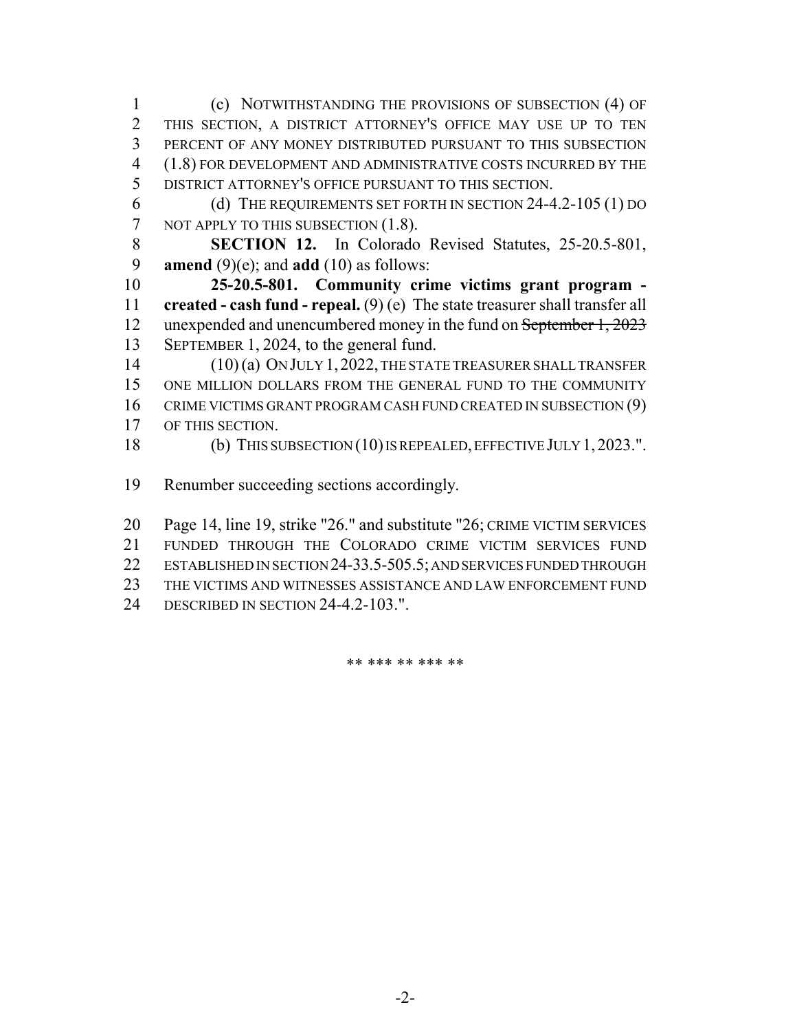(c) NOTWITHSTANDING THE PROVISIONS OF SUBSECTION (4) OF THIS SECTION, A DISTRICT ATTORNEY'S OFFICE MAY USE UP TO TEN PERCENT OF ANY MONEY DISTRIBUTED PURSUANT TO THIS SUBSECTION (1.8) FOR DEVELOPMENT AND ADMINISTRATIVE COSTS INCURRED BY THE DISTRICT ATTORNEY'S OFFICE PURSUANT TO THIS SECTION.

(d) THE REQUIREMENTS SET FORTH IN SECTION 24-4.2-105 (1) DO NOT APPLY TO THIS SUBSECTION (1.8).

**SECTION 12.** In Colorado Revised Statutes, 25-20.5-801, **amend** (9)(e); and **add** (10) as follows:

**25-20.5-801. Community crime victims grant program - created - cash fund - repeal.** (9) (e) The state treasurer shall transfer all unexpended and unencumbered money in the fund on ~~September 1, 2023~~ SEPTEMBER 1, 2024, to the general fund.

(10) (a) ON JULY 1, 2022, THE STATE TREASURER SHALL TRANSFER ONE MILLION DOLLARS FROM THE GENERAL FUND TO THE COMMUNITY CRIME VICTIMS GRANT PROGRAM CASH FUND CREATED IN SUBSECTION (9) OF THIS SECTION.

(b) THIS SUBSECTION (10) IS REPEALED, EFFECTIVE JULY 1, 2023.".

Renumber succeeding sections accordingly.

Page 14, line 19, strike "26." and substitute "26; CRIME VICTIM SERVICES FUNDED THROUGH THE COLORADO CRIME VICTIM SERVICES FUND ESTABLISHED IN SECTION 24-33.5-505.5; AND SERVICES FUNDED THROUGH THE VICTIMS AND WITNESSES ASSISTANCE AND LAW ENFORCEMENT FUND DESCRIBED IN SECTION 24-4.2-103.".

** *** ** *** **